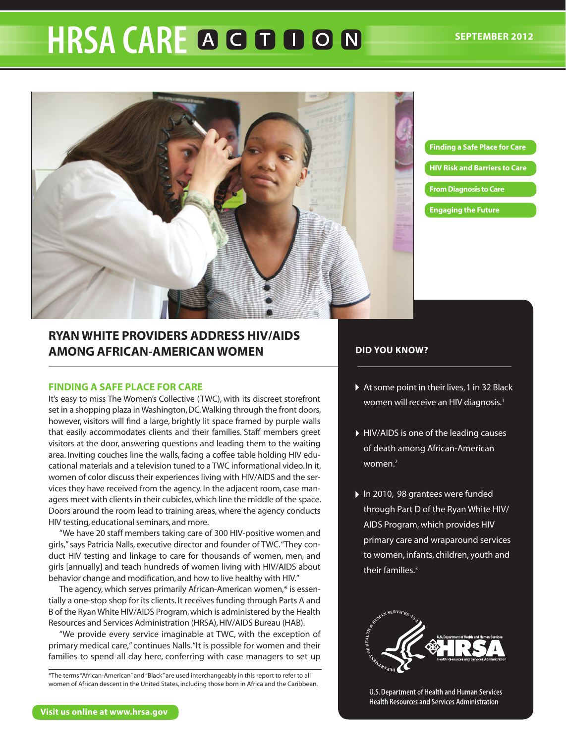# HRSA CARE ACTION

SEPTEMBER 2012

- Finding a Safe Place for Care
- HIV Risk and Barriers to Care
- From Diagnosis to Care
- Engaging the Future

## RYAN WHITE PROVIDERS ADDRESS HIV/AIDS AMONG AFRICAN-AMERICAN WOMEN

### FINDING A SAFE PLACE FOR CARE

It's easy to miss The Women's Collective (TWC), with its discreet storefront set in a shopping plaza in Washington, DC. Walking through the front doors, however, visitors will find a large, brightly lit space framed by purple walls that easily accommodates clients and their families. Staff members greet visitors at the door, answering questions and leading them to the waiting area. Inviting couches line the walls, facing a coffee table holding HIV educational materials and a television tuned to a TWC informational video. In it, women of color discuss their experiences living with HIV/AIDS and the services they have received from the agency. In the adjacent room, case managers meet with clients in their cubicles, which line the middle of the space. Doors around the room lead to training areas, where the agency conducts HIV testing, educational seminars, and more.

"We have 20 staff members taking care of 300 HIV-positive women and girls," says Patricia Nalls, executive director and founder of TWC. "They conduct HIV testing and linkage to care for thousands of women, men, and girls [annually] and teach hundreds of women living with HIV/AIDS about behavior change and modification, and how to live healthy with HIV."

The agency, which serves primarily African-American women,* is essentially a one-stop shop for its clients. It receives funding through Parts A and B of the Ryan White HIV/AIDS Program, which is administered by the Health Resources and Services Administration (HRSA), HIV/AIDS Bureau (HAB).

"We provide every service imaginable at TWC, with the exception of primary medical care," continues Nalls. "It is possible for women and their families to spend all day here, conferring with case managers to set up

*The terms "African-American" and "Black" are used interchangeably in this report to refer to all women of African descent in the United States, including those born in Africa and the Caribbean.

### DID YOU KNOW?

- At some point in their lives, 1 in 32 Black women will receive an HIV diagnosis.[1]
- HIV/AIDS is one of the leading causes of death among African-American women.[2]
- In 2010, 98 grantees were funded through Part D of the Ryan White HIV/AIDS Program, which provides HIV primary care and wraparound services to women, infants, children, youth and their families.[3]

U.S. Department of Health and Human Services
Health Resources and Services Administration

Visit us online at www.hrsa.gov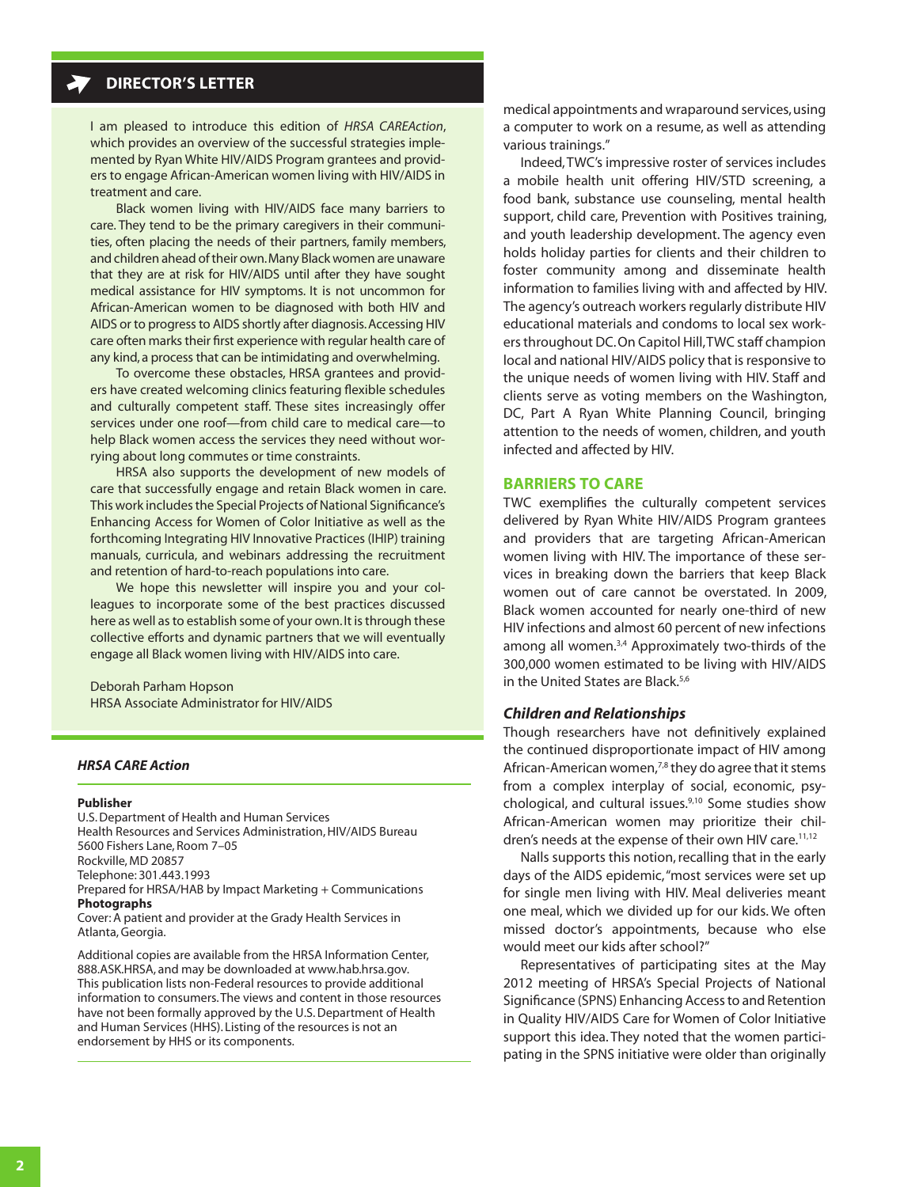## DIRECTOR'S LETTER

I am pleased to introduce this edition of *HRSA CAREAction*, which provides an overview of the successful strategies implemented by Ryan White HIV/AIDS Program grantees and providers to engage African-American women living with HIV/AIDS in treatment and care.

Black women living with HIV/AIDS face many barriers to care. They tend to be the primary caregivers in their communities, often placing the needs of their partners, family members, and children ahead of their own. Many Black women are unaware that they are at risk for HIV/AIDS until after they have sought medical assistance for HIV symptoms. It is not uncommon for African-American women to be diagnosed with both HIV and AIDS or to progress to AIDS shortly after diagnosis. Accessing HIV care often marks their first experience with regular health care of any kind, a process that can be intimidating and overwhelming.

To overcome these obstacles, HRSA grantees and providers have created welcoming clinics featuring flexible schedules and culturally competent staff. These sites increasingly offer services under one roof—from child care to medical care—to help Black women access the services they need without worrying about long commutes or time constraints.

HRSA also supports the development of new models of care that successfully engage and retain Black women in care. This work includes the Special Projects of National Significance's Enhancing Access for Women of Color Initiative as well as the forthcoming Integrating HIV Innovative Practices (IHIP) training manuals, curricula, and webinars addressing the recruitment and retention of hard-to-reach populations into care.

We hope this newsletter will inspire you and your colleagues to incorporate some of the best practices discussed here as well as to establish some of your own. It is through these collective efforts and dynamic partners that we will eventually engage all Black women living with HIV/AIDS into care.

Deborah Parham Hopson
HRSA Associate Administrator for HIV/AIDS

***HRSA CARE Action***

**Publisher**
U.S. Department of Health and Human Services
Health Resources and Services Administration, HIV/AIDS Bureau
5600 Fishers Lane, Room 7–05
Rockville, MD 20857
Telephone: 301.443.1993
Prepared for HRSA/HAB by Impact Marketing + Communications
**Photographs**
Cover: A patient and provider at the Grady Health Services in Atlanta, Georgia.

Additional copies are available from the HRSA Information Center, 888.ASK.HRSA, and may be downloaded at www.hab.hrsa.gov. This publication lists non-Federal resources to provide additional information to consumers. The views and content in those resources have not been formally approved by the U.S. Department of Health and Human Services (HHS). Listing of the resources is not an endorsement by HHS or its components.

medical appointments and wraparound services, using a computer to work on a resume, as well as attending various trainings."

Indeed, TWC's impressive roster of services includes a mobile health unit offering HIV/STD screening, a food bank, substance use counseling, mental health support, child care, Prevention with Positives training, and youth leadership development. The agency even holds holiday parties for clients and their children to foster community among and disseminate health information to families living with and affected by HIV. The agency's outreach workers regularly distribute HIV educational materials and condoms to local sex workers throughout DC. On Capitol Hill, TWC staff champion local and national HIV/AIDS policy that is responsive to the unique needs of women living with HIV. Staff and clients serve as voting members on the Washington, DC, Part A Ryan White Planning Council, bringing attention to the needs of women, children, and youth infected and affected by HIV.

## BARRIERS TO CARE

TWC exemplifies the culturally competent services delivered by Ryan White HIV/AIDS Program grantees and providers that are targeting African-American women living with HIV. The importance of these services in breaking down the barriers that keep Black women out of care cannot be overstated. In 2009, Black women accounted for nearly one-third of new HIV infections and almost 60 percent of new infections among all women.[3,4] Approximately two-thirds of the 300,000 women estimated to be living with HIV/AIDS in the United States are Black.[5,6]

### *Children and Relationships*

Though researchers have not definitively explained the continued disproportionate impact of HIV among African-American women,[7,8] they do agree that it stems from a complex interplay of social, economic, psychological, and cultural issues.[9,10] Some studies show African-American women may prioritize their children's needs at the expense of their own HIV care.[11,12]

Nalls supports this notion, recalling that in the early days of the AIDS epidemic, "most services were set up for single men living with HIV. Meal deliveries meant one meal, which we divided up for our kids. We often missed doctor's appointments, because who else would meet our kids after school?"

Representatives of participating sites at the May 2012 meeting of HRSA's Special Projects of National Significance (SPNS) Enhancing Access to and Retention in Quality HIV/AIDS Care for Women of Color Initiative support this idea. They noted that the women participating in the SPNS initiative were older than originally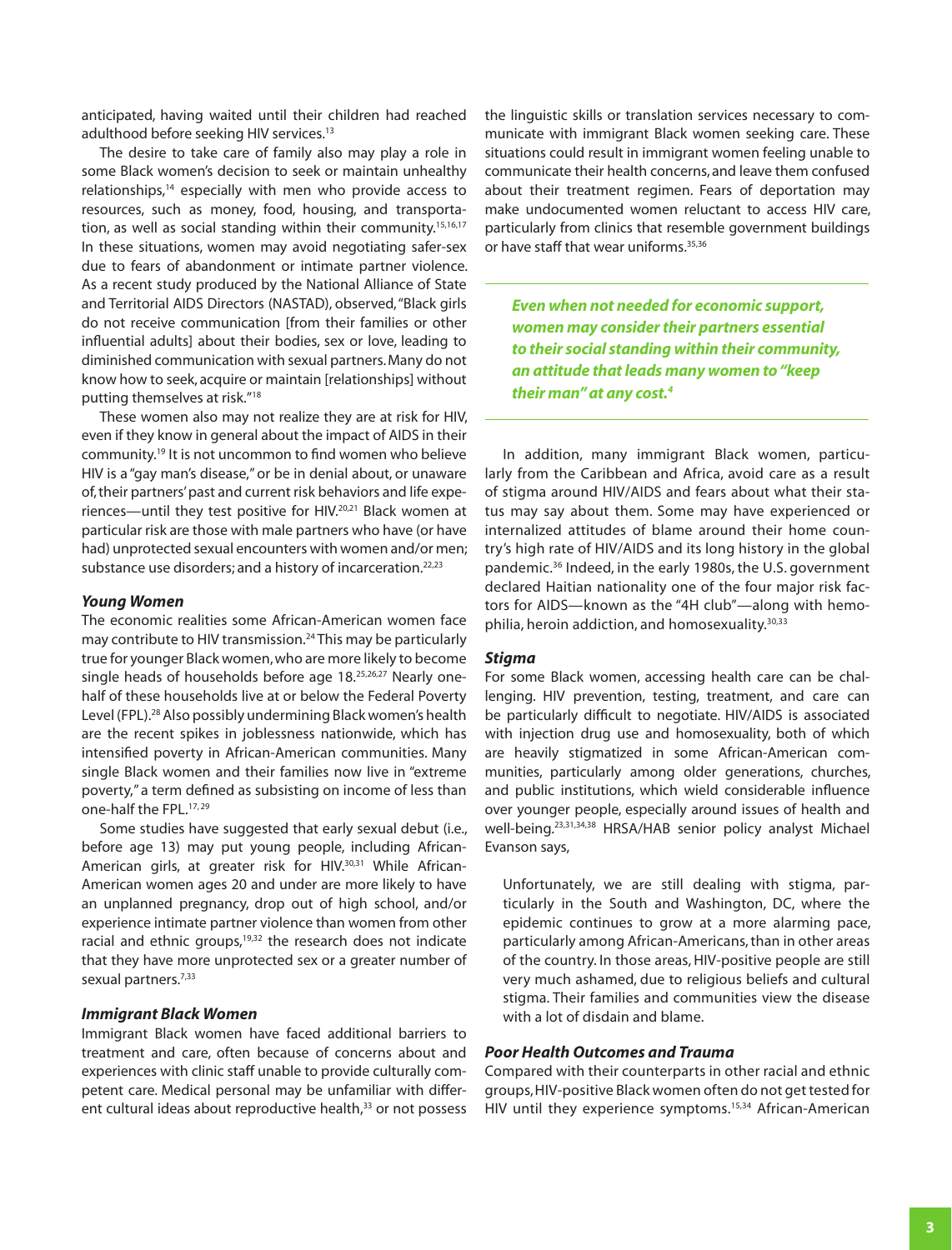anticipated, having waited until their children had reached adulthood before seeking HIV services.[13]

The desire to take care of family also may play a role in some Black women's decision to seek or maintain unhealthy relationships,[14] especially with men who provide access to resources, such as money, food, housing, and transportation, as well as social standing within their community.[15,16,17] In these situations, women may avoid negotiating safer-sex due to fears of abandonment or intimate partner violence. As a recent study produced by the National Alliance of State and Territorial AIDS Directors (NASTAD), observed, "Black girls do not receive communication [from their families or other influential adults] about their bodies, sex or love, leading to diminished communication with sexual partners. Many do not know how to seek, acquire or maintain [relationships] without putting themselves at risk."[18]

These women also may not realize they are at risk for HIV, even if they know in general about the impact of AIDS in their community.[19] It is not uncommon to find women who believe HIV is a "gay man's disease," or be in denial about, or unaware of, their partners' past and current risk behaviors and life experiences—until they test positive for HIV.[20,21] Black women at particular risk are those with male partners who have (or have had) unprotected sexual encounters with women and/or men; substance use disorders; and a history of incarceration.[22,23]

### *Young Women*

The economic realities some African-American women face may contribute to HIV transmission.[24] This may be particularly true for younger Black women, who are more likely to become single heads of households before age 18.[25,26,27] Nearly one-half of these households live at or below the Federal Poverty Level (FPL).[28] Also possibly undermining Black women's health are the recent spikes in joblessness nationwide, which has intensified poverty in African-American communities. Many single Black women and their families now live in "extreme poverty," a term defined as subsisting on income of less than one-half the FPL.[17,29]

Some studies have suggested that early sexual debut (i.e., before age 13) may put young people, including African-American girls, at greater risk for HIV.[30,31] While African-American women ages 20 and under are more likely to have an unplanned pregnancy, drop out of high school, and/or experience intimate partner violence than women from other racial and ethnic groups,[19,32] the research does not indicate that they have more unprotected sex or a greater number of sexual partners.[7,33]

### *Immigrant Black Women*

Immigrant Black women have faced additional barriers to treatment and care, often because of concerns about and experiences with clinic staff unable to provide culturally competent care. Medical personal may be unfamiliar with different cultural ideas about reproductive health,[33] or not possess the linguistic skills or translation services necessary to communicate with immigrant Black women seeking care. These situations could result in immigrant women feeling unable to communicate their health concerns, and leave them confused about their treatment regimen. Fears of deportation may make undocumented women reluctant to access HIV care, particularly from clinics that resemble government buildings or have staff that wear uniforms.[35,36]

> ***Even when not needed for economic support, women may consider their partners essential to their social standing within their community, an attitude that leads many women to "keep their man" at any cost.[4]***

In addition, many immigrant Black women, particularly from the Caribbean and Africa, avoid care as a result of stigma around HIV/AIDS and fears about what their status may say about them. Some may have experienced or internalized attitudes of blame around their home country's high rate of HIV/AIDS and its long history in the global pandemic.[36] Indeed, in the early 1980s, the U.S. government declared Haitian nationality one of the four major risk factors for AIDS—known as the "4H club"—along with hemophilia, heroin addiction, and homosexuality.[30,33]

### *Stigma*

For some Black women, accessing health care can be challenging. HIV prevention, testing, treatment, and care can be particularly difficult to negotiate. HIV/AIDS is associated with injection drug use and homosexuality, both of which are heavily stigmatized in some African-American communities, particularly among older generations, churches, and public institutions, which wield considerable influence over younger people, especially around issues of health and well-being.[23,31,34,38] HRSA/HAB senior policy analyst Michael Evanson says,

> Unfortunately, we are still dealing with stigma, particularly in the South and Washington, DC, where the epidemic continues to grow at a more alarming pace, particularly among African-Americans, than in other areas of the country. In those areas, HIV-positive people are still very much ashamed, due to religious beliefs and cultural stigma. Their families and communities view the disease with a lot of disdain and blame.

### *Poor Health Outcomes and Trauma*

Compared with their counterparts in other racial and ethnic groups, HIV-positive Black women often do not get tested for HIV until they experience symptoms.[15,34] African-American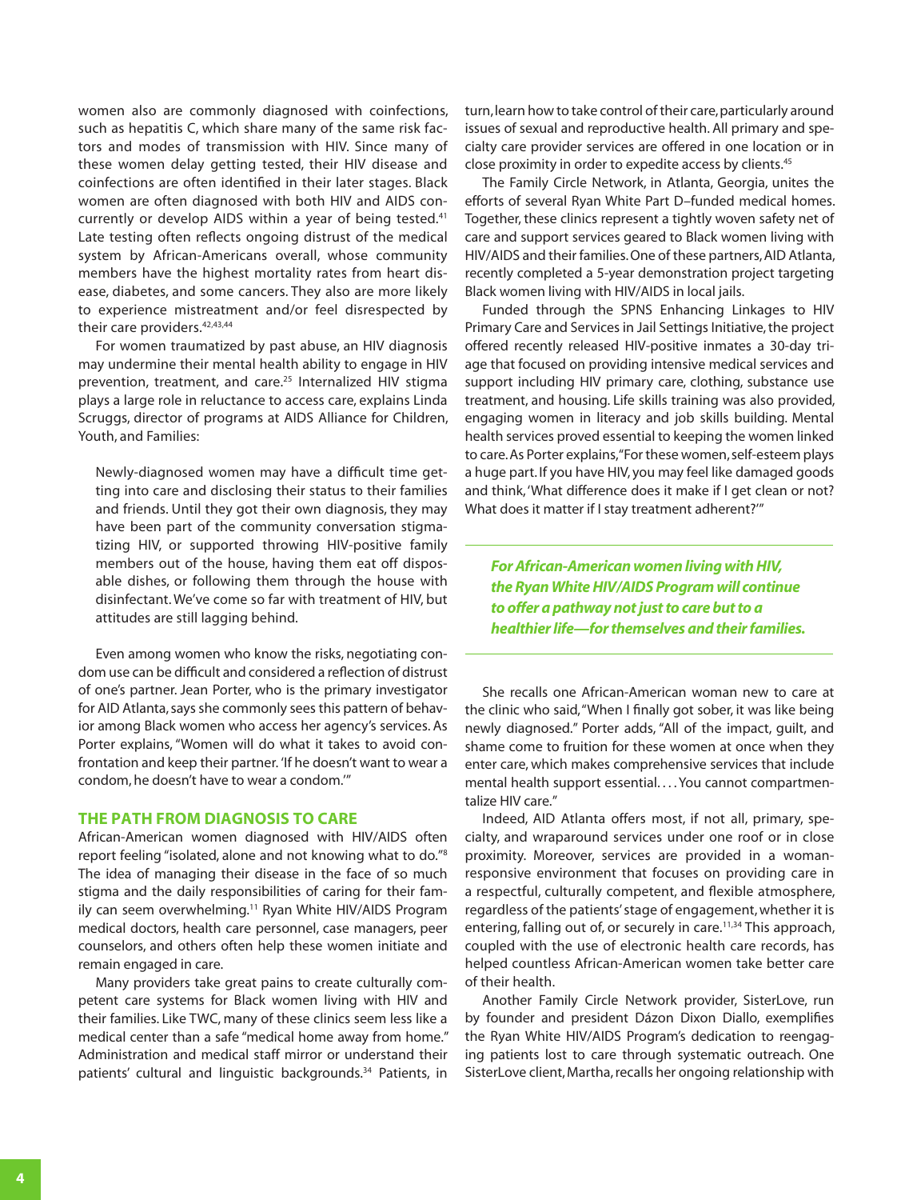women also are commonly diagnosed with coinfections, such as hepatitis C, which share many of the same risk factors and modes of transmission with HIV. Since many of these women delay getting tested, their HIV disease and coinfections are often identified in their later stages. Black women are often diagnosed with both HIV and AIDS concurrently or develop AIDS within a year of being tested.[41] Late testing often reflects ongoing distrust of the medical system by African-Americans overall, whose community members have the highest mortality rates from heart disease, diabetes, and some cancers. They also are more likely to experience mistreatment and/or feel disrespected by their care providers.[42,43,44]

For women traumatized by past abuse, an HIV diagnosis may undermine their mental health ability to engage in HIV prevention, treatment, and care.[25] Internalized HIV stigma plays a large role in reluctance to access care, explains Linda Scruggs, director of programs at AIDS Alliance for Children, Youth, and Families:

> Newly-diagnosed women may have a difficult time getting into care and disclosing their status to their families and friends. Until they got their own diagnosis, they may have been part of the community conversation stigmatizing HIV, or supported throwing HIV-positive family members out of the house, having them eat off disposable dishes, or following them through the house with disinfectant. We've come so far with treatment of HIV, but attitudes are still lagging behind.

Even among women who know the risks, negotiating condom use can be difficult and considered a reflection of distrust of one's partner. Jean Porter, who is the primary investigator for AID Atlanta, says she commonly sees this pattern of behavior among Black women who access her agency's services. As Porter explains, "Women will do what it takes to avoid confrontation and keep their partner. 'If he doesn't want to wear a condom, he doesn't have to wear a condom.'"

## THE PATH FROM DIAGNOSIS TO CARE

African-American women diagnosed with HIV/AIDS often report feeling "isolated, alone and not knowing what to do."[8] The idea of managing their disease in the face of so much stigma and the daily responsibilities of caring for their family can seem overwhelming.[11] Ryan White HIV/AIDS Program medical doctors, health care personnel, case managers, peer counselors, and others often help these women initiate and remain engaged in care.

Many providers take great pains to create culturally competent care systems for Black women living with HIV and their families. Like TWC, many of these clinics seem less like a medical center than a safe "medical home away from home." Administration and medical staff mirror or understand their patients' cultural and linguistic backgrounds.[34] Patients, in turn, learn how to take control of their care, particularly around issues of sexual and reproductive health. All primary and specialty care provider services are offered in one location or in close proximity in order to expedite access by clients.[45]

The Family Circle Network, in Atlanta, Georgia, unites the efforts of several Ryan White Part D–funded medical homes. Together, these clinics represent a tightly woven safety net of care and support services geared to Black women living with HIV/AIDS and their families. One of these partners, AID Atlanta, recently completed a 5-year demonstration project targeting Black women living with HIV/AIDS in local jails.

Funded through the SPNS Enhancing Linkages to HIV Primary Care and Services in Jail Settings Initiative, the project offered recently released HIV-positive inmates a 30-day triage that focused on providing intensive medical services and support including HIV primary care, clothing, substance use treatment, and housing. Life skills training was also provided, engaging women in literacy and job skills building. Mental health services proved essential to keeping the women linked to care. As Porter explains, "For these women, self-esteem plays a huge part. If you have HIV, you may feel like damaged goods and think, 'What difference does it make if I get clean or not? What does it matter if I stay treatment adherent?'"

***For African-American women living with HIV, the Ryan White HIV/AIDS Program will continue to offer a pathway not just to care but to a healthier life—for themselves and their families.***

She recalls one African-American woman new to care at the clinic who said, "When I finally got sober, it was like being newly diagnosed." Porter adds, "All of the impact, guilt, and shame come to fruition for these women at once when they enter care, which makes comprehensive services that include mental health support essential. . . . You cannot compartmentalize HIV care."

Indeed, AID Atlanta offers most, if not all, primary, specialty, and wraparound services under one roof or in close proximity. Moreover, services are provided in a woman-responsive environment that focuses on providing care in a respectful, culturally competent, and flexible atmosphere, regardless of the patients' stage of engagement, whether it is entering, falling out of, or securely in care.[11,34] This approach, coupled with the use of electronic health care records, has helped countless African-American women take better care of their health.

Another Family Circle Network provider, SisterLove, run by founder and president Dázon Dixon Diallo, exemplifies the Ryan White HIV/AIDS Program's dedication to reengaging patients lost to care through systematic outreach. One SisterLove client, Martha, recalls her ongoing relationship with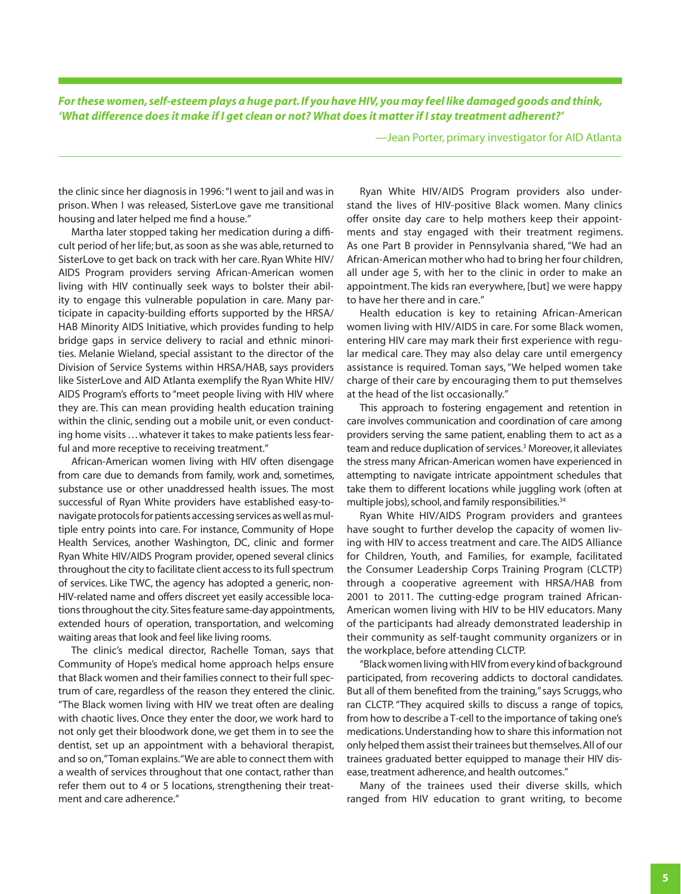***For these women, self-esteem plays a huge part. If you have HIV, you may feel like damaged goods and think, 'What difference does it make if I get clean or not? What does it matter if I stay treatment adherent?'***

—Jean Porter, primary investigator for AID Atlanta

the clinic since her diagnosis in 1996: "I went to jail and was in prison. When I was released, SisterLove gave me transitional housing and later helped me find a house."

Martha later stopped taking her medication during a difficult period of her life; but, as soon as she was able, returned to SisterLove to get back on track with her care. Ryan White HIV/AIDS Program providers serving African-American women living with HIV continually seek ways to bolster their ability to engage this vulnerable population in care. Many participate in capacity-building efforts supported by the HRSA/HAB Minority AIDS Initiative, which provides funding to help bridge gaps in service delivery to racial and ethnic minorities. Melanie Wieland, special assistant to the director of the Division of Service Systems within HRSA/HAB, says providers like SisterLove and AID Atlanta exemplify the Ryan White HIV/AIDS Program's efforts to "meet people living with HIV where they are. This can mean providing health education training within the clinic, sending out a mobile unit, or even conducting home visits ... whatever it takes to make patients less fearful and more receptive to receiving treatment."

African-American women living with HIV often disengage from care due to demands from family, work and, sometimes, substance use or other unaddressed health issues. The most successful of Ryan White providers have established easy-to-navigate protocols for patients accessing services as well as multiple entry points into care. For instance, Community of Hope Health Services, another Washington, DC, clinic and former Ryan White HIV/AIDS Program provider, opened several clinics throughout the city to facilitate client access to its full spectrum of services. Like TWC, the agency has adopted a generic, non-HIV-related name and offers discreet yet easily accessible locations throughout the city. Sites feature same-day appointments, extended hours of operation, transportation, and welcoming waiting areas that look and feel like living rooms.

The clinic's medical director, Rachelle Toman, says that Community of Hope's medical home approach helps ensure that Black women and their families connect to their full spectrum of care, regardless of the reason they entered the clinic. "The Black women living with HIV we treat often are dealing with chaotic lives. Once they enter the door, we work hard to not only get their bloodwork done, we get them in to see the dentist, set up an appointment with a behavioral therapist, and so on," Toman explains. "We are able to connect them with a wealth of services throughout that one contact, rather than refer them out to 4 or 5 locations, strengthening their treatment and care adherence."

Ryan White HIV/AIDS Program providers also understand the lives of HIV-positive Black women. Many clinics offer onsite day care to help mothers keep their appointments and stay engaged with their treatment regimens. As one Part B provider in Pennsylvania shared, "We had an African-American mother who had to bring her four children, all under age 5, with her to the clinic in order to make an appointment. The kids ran everywhere, [but] we were happy to have her there and in care."

Health education is key to retaining African-American women living with HIV/AIDS in care. For some Black women, entering HIV care may mark their first experience with regular medical care. They may also delay care until emergency assistance is required. Toman says, "We helped women take charge of their care by encouraging them to put themselves at the head of the list occasionally."

This approach to fostering engagement and retention in care involves communication and coordination of care among providers serving the same patient, enabling them to act as a team and reduce duplication of services.[3] Moreover, it alleviates the stress many African-American women have experienced in attempting to navigate intricate appointment schedules that take them to different locations while juggling work (often at multiple jobs), school, and family responsibilities.[34]

Ryan White HIV/AIDS Program providers and grantees have sought to further develop the capacity of women living with HIV to access treatment and care. The AIDS Alliance for Children, Youth, and Families, for example, facilitated the Consumer Leadership Corps Training Program (CLCTP) through a cooperative agreement with HRSA/HAB from 2001 to 2011. The cutting-edge program trained African-American women living with HIV to be HIV educators. Many of the participants had already demonstrated leadership in their community as self-taught community organizers or in the workplace, before attending CLCTP.

"Black women living with HIV from every kind of background participated, from recovering addicts to doctoral candidates. But all of them benefited from the training," says Scruggs, who ran CLCTP. "They acquired skills to discuss a range of topics, from how to describe a T-cell to the importance of taking one's medications. Understanding how to share this information not only helped them assist their trainees but themselves. All of our trainees graduated better equipped to manage their HIV disease, treatment adherence, and health outcomes."

Many of the trainees used their diverse skills, which ranged from HIV education to grant writing, to become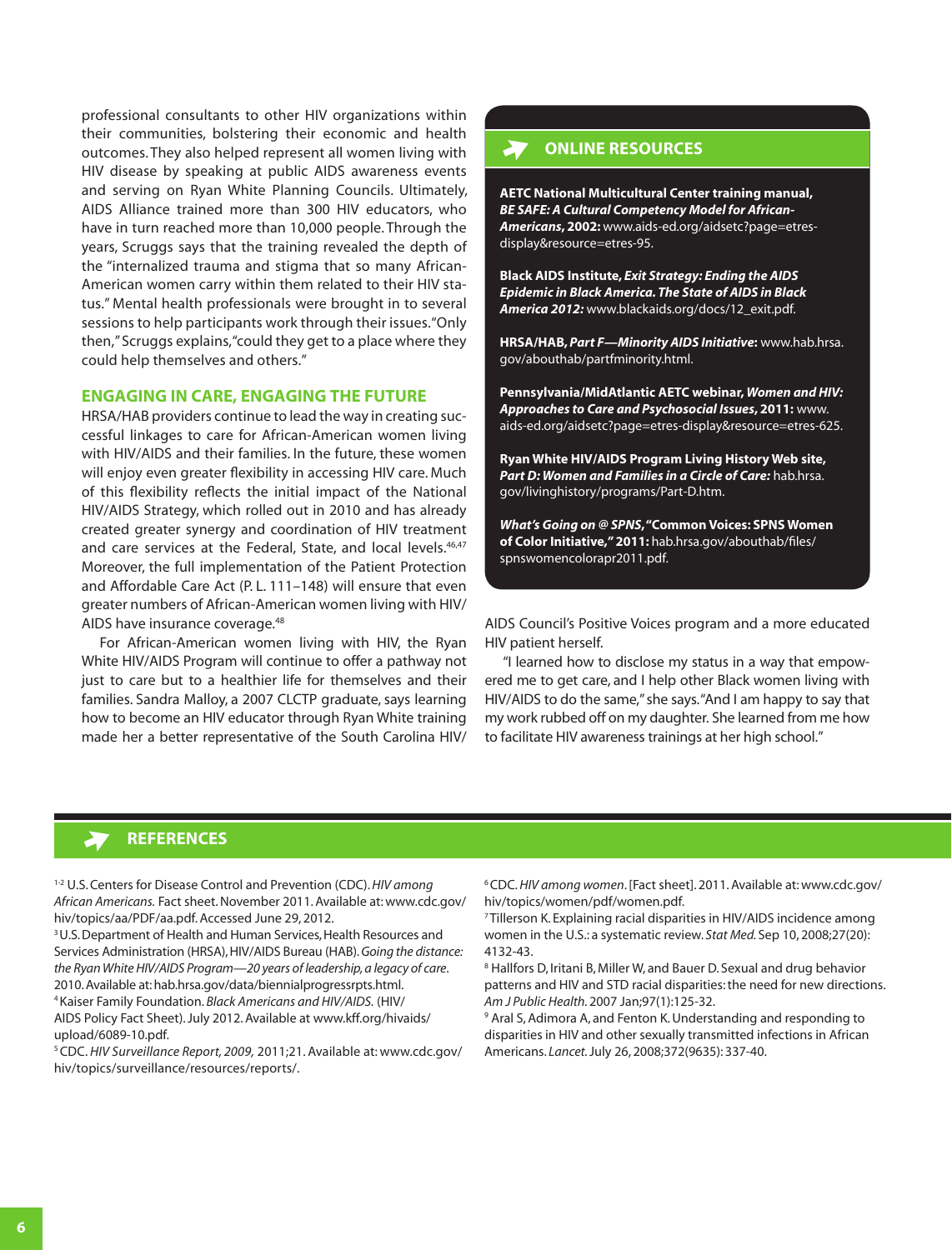professional consultants to other HIV organizations within their communities, bolstering their economic and health outcomes. They also helped represent all women living with HIV disease by speaking at public AIDS awareness events and serving on Ryan White Planning Councils. Ultimately, AIDS Alliance trained more than 300 HIV educators, who have in turn reached more than 10,000 people. Through the years, Scruggs says that the training revealed the depth of the "internalized trauma and stigma that so many African-American women carry within them related to their HIV status." Mental health professionals were brought in to several sessions to help participants work through their issues. "Only then," Scruggs explains, "could they get to a place where they could help themselves and others."

## ENGAGING IN CARE, ENGAGING THE FUTURE

HRSA/HAB providers continue to lead the way in creating successful linkages to care for African-American women living with HIV/AIDS and their families. In the future, these women will enjoy even greater flexibility in accessing HIV care. Much of this flexibility reflects the initial impact of the National HIV/AIDS Strategy, which rolled out in 2010 and has already created greater synergy and coordination of HIV treatment and care services at the Federal, State, and local levels.[46,47] Moreover, the full implementation of the Patient Protection and Affordable Care Act (P. L. 111–148) will ensure that even greater numbers of African-American women living with HIV/AIDS have insurance coverage.[48]

For African-American women living with HIV, the Ryan White HIV/AIDS Program will continue to offer a pathway not just to care but to a healthier life for themselves and their families. Sandra Malloy, a 2007 CLCTP graduate, says learning how to become an HIV educator through Ryan White training made her a better representative of the South Carolina HIV/AIDS Council's Positive Voices program and a more educated HIV patient herself.

"I learned how to disclose my status in a way that empowered me to get care, and I help other Black women living with HIV/AIDS to do the same," she says. "And I am happy to say that my work rubbed off on my daughter. She learned from me how to facilitate HIV awareness trainings at her high school."

## ONLINE RESOURCES

**AETC National Multicultural Center training manual, *BE SAFE: A Cultural Competency Model for African-Americans*, 2002:** www.aids-ed.org/aidsetc?page=etres-display&resource=etres-95.

**Black AIDS Institute, *Exit Strategy: Ending the AIDS Epidemic in Black America. The State of AIDS in Black America 2012:*** www.blackaids.org/docs/12_exit.pdf.

**HRSA/HAB, *Part F—Minority AIDS Initiative*:** www.hab.hrsa.gov/abouthab/partfminority.html.

**Pennsylvania/MidAtlantic AETC webinar, *Women and HIV: Approaches to Care and Psychosocial Issues*, 2011:** www.aids-ed.org/aidsetc?page=etres-display&resource=etres-625.

**Ryan White HIV/AIDS Program Living History Web site, *Part D: Women and Families in a Circle of Care:*** hab.hrsa.gov/livinghistory/programs/Part-D.htm.

***What's Going on @ SPNS*, "Common Voices: SPNS Women of Color Initiative," 2011:** hab.hrsa.gov/abouthab/files/spnswomencolorapr2011.pdf.

## REFERENCES

[1-2] U.S. Centers for Disease Control and Prevention (CDC). *HIV among African Americans.* Fact sheet. November 2011. Available at: www.cdc.gov/hiv/topics/aa/PDF/aa.pdf. Accessed June 29, 2012.

[3] U.S. Department of Health and Human Services, Health Resources and Services Administration (HRSA), HIV/AIDS Bureau (HAB). *Going the distance: the Ryan White HIV/AIDS Program—20 years of leadership, a legacy of care.* 2010. Available at: hab.hrsa.gov/data/biennialprogressrpts.html.

[4] Kaiser Family Foundation. *Black Americans and HIV/AIDS.* (HIV/AIDS Policy Fact Sheet). July 2012. Available at www.kff.org/hivaids/upload/6089-10.pdf.

[5] CDC. *HIV Surveillance Report, 2009,* 2011;21. Available at: www.cdc.gov/hiv/topics/surveillance/resources/reports/.

[6] CDC. *HIV among women*. [Fact sheet]. 2011. Available at: www.cdc.gov/hiv/topics/women/pdf/women.pdf.

[7] Tillerson K. Explaining racial disparities in HIV/AIDS incidence among women in the U.S.: a systematic review. *Stat Med.* Sep 10, 2008;27(20): 4132-43.

[8] Hallfors D, Iritani B, Miller W, and Bauer D. Sexual and drug behavior patterns and HIV and STD racial disparities: the need for new directions. *Am J Public Health.* 2007 Jan;97(1):125-32.

[9] Aral S, Adimora A, and Fenton K. Understanding and responding to disparities in HIV and other sexually transmitted infections in African Americans. *Lancet.* July 26, 2008;372(9635): 337-40.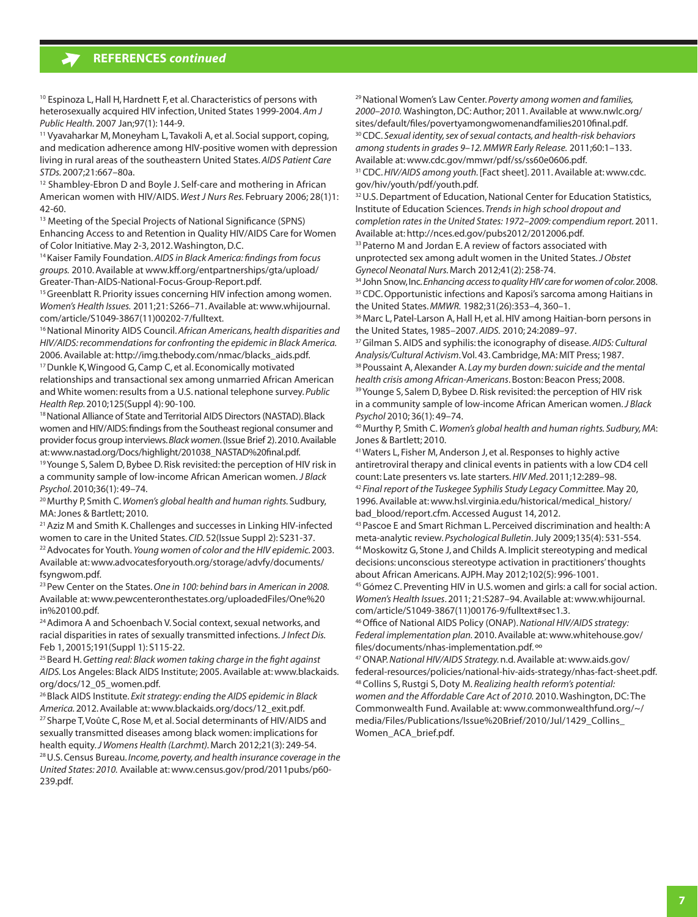## REFERENCES *continued*

[10] Espinoza L, Hall H, Hardnett F, et al. Characteristics of persons with heterosexually acquired HIV infection, United States 1999-2004. *Am J Public Health.* 2007 Jan;97(1): 144-9.

[11] Vyavaharkar M, Moneyham L, Tavakoli A, et al. Social support, coping, and medication adherence among HIV-positive women with depression living in rural areas of the southeastern United States. *AIDS Patient Care STDs.* 2007;21:667–80a.

[12] Shambley-Ebron D and Boyle J. Self-care and mothering in African American women with HIV/AIDS. *West J Nurs Res.* February 2006; 28(1)1: 42-60.

[13] Meeting of the Special Projects of National Significance (SPNS) Enhancing Access to and Retention in Quality HIV/AIDS Care for Women of Color Initiative. May 2-3, 2012. Washington, D.C.

[14] Kaiser Family Foundation. *AIDS in Black America: findings from focus groups.* 2010. Available at www.kff.org/entpartnerships/gta/upload/Greater-Than-AIDS-National-Focus-Group-Report.pdf.

[15] Greenblatt R. Priority issues concerning HIV infection among women. *Women's Health Issues.* 2011;21: S266–71. Available at: www.whijournal.com/article/S1049-3867(11)00202-7/fulltext.

[16] National Minority AIDS Council. *African Americans, health disparities and HIV/AIDS: recommendations for confronting the epidemic in Black America.* 2006. Available at: http://img.thebody.com/nmac/blacks_aids.pdf.

[17] Dunkle K, Wingood G, Camp C, et al. Economically motivated relationships and transactional sex among unmarried African American and White women: results from a U.S. national telephone survey. *Public Health Rep.* 2010;125(Suppl 4): 90-100.

[18] National Alliance of State and Territorial AIDS Directors (NASTAD). Black women and HIV/AIDS: findings from the Southeast regional consumer and provider focus group interviews. *Black women.* (Issue Brief 2). 2010. Available at: www.nastad.org/Docs/highlight/201038_NASTAD%20final.pdf.

[19] Younge S, Salem D, Bybee D. Risk revisited: the perception of HIV risk in a community sample of low-income African American women. *J Black Psychol.* 2010;36(1): 49–74.

[20] Murphy P, Smith C. *Women's global health and human rights.* Sudbury, MA: Jones & Bartlett; 2010.

[21] Aziz M and Smith K. Challenges and successes in Linking HIV-infected women to care in the United States. *CID.* 52(Issue Suppl 2): S231-37.

[22] Advocates for Youth. *Young women of color and the HIV epidemic.* 2003. Available at: www.advocatesforyouth.org/storage/advfy/documents/fsyngwom.pdf.

[23] Pew Center on the States. *One in 100: behind bars in American in 2008.* Available at: www.pewcenteronthestates.org/uploadedFiles/One%20in%20100.pdf.

[24] Adimora A and Schoenbach V. Social context, sexual networks, and racial disparities in rates of sexually transmitted infections. *J Infect Dis.* Feb 1, 20015;191(Suppl 1): S115-22.

[25] Beard H. *Getting real: Black women taking charge in the fight against AIDS.* Los Angeles: Black AIDS Institute; 2005. Available at: www.blackaids.org/docs/12_05_women.pdf.

[26] Black AIDS Institute. *Exit strategy: ending the AIDS epidemic in Black America.* 2012. Available at: www.blackaids.org/docs/12_exit.pdf.

[27] Sharpe T, Voûte C, Rose M, et al. Social determinants of HIV/AIDS and sexually transmitted diseases among black women: implications for health equity. *J Womens Health (Larchmt).* March 2012;21(3): 249-54.

[28] U.S. Census Bureau. *Income, poverty, and health insurance coverage in the United States: 2010.* Available at: www.census.gov/prod/2011pubs/p60-239.pdf.

[29] National Women's Law Center. *Poverty among women and families, 2000–2010.* Washington, DC: Author; 2011. Available at www.nwlc.org/sites/default/files/povertyamongwomenandfamilies2010final.pdf.

[30] CDC. *Sexual identity, sex of sexual contacts, and health-risk behaviors among students in grades 9–12. MMWR Early Release.* 2011;60:1–133. Available at: www.cdc.gov/mmwr/pdf/ss/ss60e0606.pdf.

[31] CDC. *HIV/AIDS among youth.* [Fact sheet]. 2011. Available at: www.cdc.gov/hiv/youth/pdf/youth.pdf.

[32] U.S. Department of Education, National Center for Education Statistics, Institute of Education Sciences. *Trends in high school dropout and completion rates in the United States: 1972–2009: compendium report.* 2011. Available at: http://nces.ed.gov/pubs2012/2012006.pdf.

[33] Paterno M and Jordan E. A review of factors associated with unprotected sex among adult women in the United States. *J Obstet Gynecol Neonatal Nurs.* March 2012;41(2): 258-74.

[34] John Snow, Inc. *Enhancing access to quality HIV care for women of color.* 2008.

[35] CDC. Opportunistic infections and Kaposi's sarcoma among Haitians in the United States. *MMWR.* 1982;31(26):353–4, 360–1.

[36] Marc L, Patel-Larson A, Hall H, et al. HIV among Haitian-born persons in the United States, 1985–2007. *AIDS.* 2010; 24:2089–97.

[37] Gilman S. AIDS and syphilis: the iconography of disease. *AIDS: Cultural Analysis/Cultural Activism.* Vol. 43. Cambridge, MA: MIT Press; 1987.

[38] Poussaint A, Alexander A. *Lay my burden down: suicide and the mental health crisis among African-Americans.* Boston: Beacon Press; 2008.

[39] Younge S, Salem D, Bybee D. Risk revisited: the perception of HIV risk in a community sample of low-income African American women. *J Black Psychol* 2010; 36(1): 49–74.

[40] Murphy P, Smith C. *Women's global health and human rights. Sudbury, MA*: Jones & Bartlett; 2010.

[41] Waters L, Fisher M, Anderson J, et al. Responses to highly active antiretroviral therapy and clinical events in patients with a low CD4 cell count: Late presenters vs. late starters. *HIV Med.* 2011;12:289–98.

[42] *Final report of the Tuskegee Syphilis Study Legacy Committee.* May 20, 1996. Available at: www.hsl.virginia.edu/historical/medical_history/bad_blood/report.cfm. Accessed August 14, 2012.

[43] Pascoe E and Smart Richman L. Perceived discrimination and health: A meta-analytic review. *Psychological Bulletin.* July 2009;135(4): 531-554.

[44] Moskowitz G, Stone J, and Childs A. Implicit stereotyping and medical decisions: unconscious stereotype activation in practitioners' thoughts about African Americans. AJPH. May 2012;102(5): 996-1001.

[45] Gómez C. Preventing HIV in U.S. women and girls: a call for social action. *Women's Health Issues.* 2011; 21:S287–94. Available at: www.whijournal.com/article/S1049-3867(11)00176-9/fulltext#sec1.3.

[46] Office of National AIDS Policy (ONAP). *National HIV/AIDS strategy: Federal implementation plan.* 2010. Available at: www.whitehouse.gov/files/documents/nhas-implementation.pdf.

[47] ONAP. *National HIV/AIDS Strategy.* n.d. Available at: www.aids.gov/federal-resources/policies/national-hiv-aids-strategy/nhas-fact-sheet.pdf.

[48] Collins S, Rustgi S, Doty M. *Realizing health reform's potential: women and the Affordable Care Act of 2010.* 2010. Washington, DC: The Commonwealth Fund. Available at: www.commonwealthfund.org/~/media/Files/Publications/Issue%20Brief/2010/Jul/1429_Collins_Women_ACA_brief.pdf.